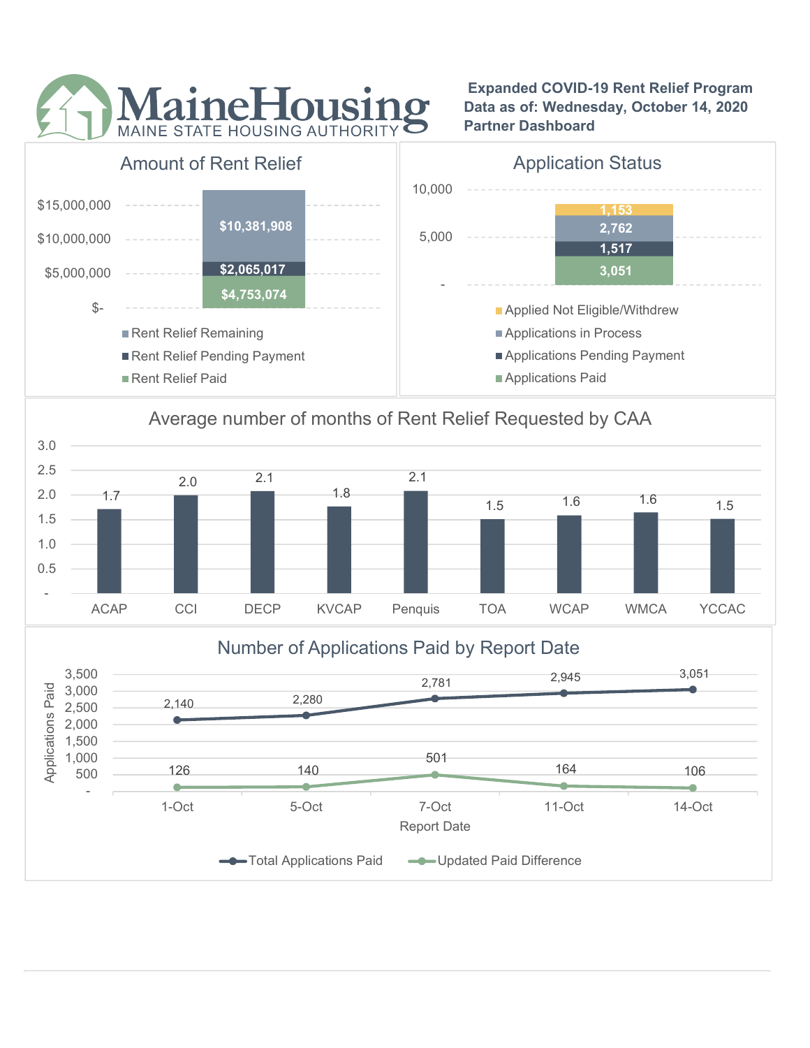# MaineHousing

MAINE STATE HOUSING AUTHORITY

**Expanded COVID-19 Rent Relief Program**
**Data as of: Wednesday, October 14, 2020**
**Partner Dashboard**

## Amount of Rent Relief

| Category | Amount |
|---|---|
| Rent Relief Remaining | $10,381,908 |
| Rent Relief Pending Payment | $2,065,017 |
| Rent Relief Paid | $4,753,074 |

## Application Status

| Status | Count |
|---|---|
| Applied Not Eligible/Withdrew | 1,153 |
| Applications in Process | 2,762 |
| Applications Pending Payment | 1,517 |
| Applications Paid | 3,051 |

## Average number of months of Rent Relief Requested by CAA

| CAA | Average Months |
|---|---|
| ACAP | 1.7 |
| CCI | 2.0 |
| DECP | 2.1 |
| KVCAP | 1.8 |
| Penquis | 2.1 |
| TOA | 1.5 |
| WCAP | 1.6 |
| WMCA | 1.6 |
| YCCAC | 1.5 |

## Number of Applications Paid by Report Date

| Report Date | Total Applications Paid | Updated Paid Difference |
|---|---|---|
| 1-Oct | 2,140 | 126 |
| 5-Oct | 2,280 | 140 |
| 7-Oct | 2,781 | 501 |
| 11-Oct | 2,945 | 164 |
| 14-Oct | 3,051 | 106 |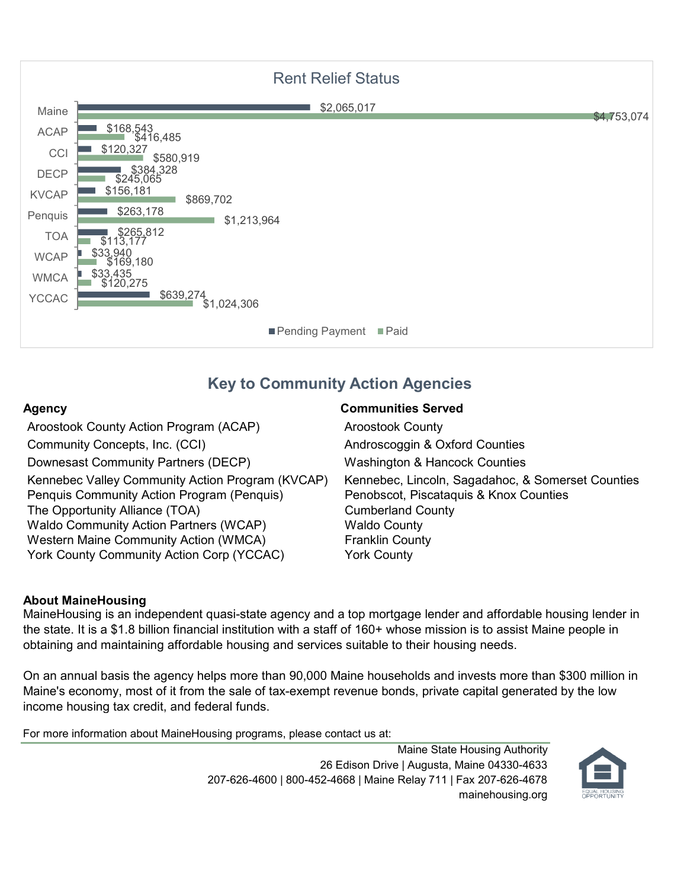## Rent Relief Status

Maine $2,065,017 $4,753,074

ACAP $168,543 $416,485

CCI $120,327 $580,919

DECP $384,328 $245,065

KVCAP $156,181 $869,702

Penquis $263,178 $1,213,964

TOA $265,812 $113,177

WCAP $33,940 $169,180

WMCA $33,435 $120,275

YCCAC $639,274 $1,024,306

Pending Payment   Paid

## Key to Community Action Agencies

| Agency | Communities Served |
| --- | --- |
| Aroostook County Action Program (ACAP) | Aroostook County |
| Community Concepts, Inc. (CCI) | Androscoggin & Oxford Counties |
| Downesast Community Partners (DECP) | Washington & Hancock Counties |
| Kennebec Valley Community Action Program (KVCAP) | Kennebec, Lincoln, Sagadahoc, & Somerset Counties |
| Penquis Community Action Program (Penquis) | Penobscot, Piscataquis & Knox Counties |
| The Opportunity Alliance (TOA) | Cumberland County |
| Waldo Community Action Partners (WCAP) | Waldo County |
| Western Maine Community Action (WMCA) | Franklin County |
| York County Community Action Corp (YCCAC) | York County |

**About MaineHousing**

MaineHousing is an independent quasi-state agency and a top mortgage lender and affordable housing lender in the state. It is a $1.8 billion financial institution with a staff of 160+ whose mission is to assist Maine people in obtaining and maintaining affordable housing and services suitable to their housing needs.

On an annual basis the agency helps more than 90,000 Maine households and invests more than $300 million in Maine's economy, most of it from the sale of tax-exempt revenue bonds, private capital generated by the low income housing tax credit, and federal funds.

For more information about MaineHousing programs, please contact us at:

Maine State Housing Authority
26 Edison Drive | Augusta, Maine 04330-4633
207-626-4600 | 800-452-4668 | Maine Relay 711 | Fax 207-626-4678
mainehousing.org

EQUAL HOUSING OPPORTUNITY